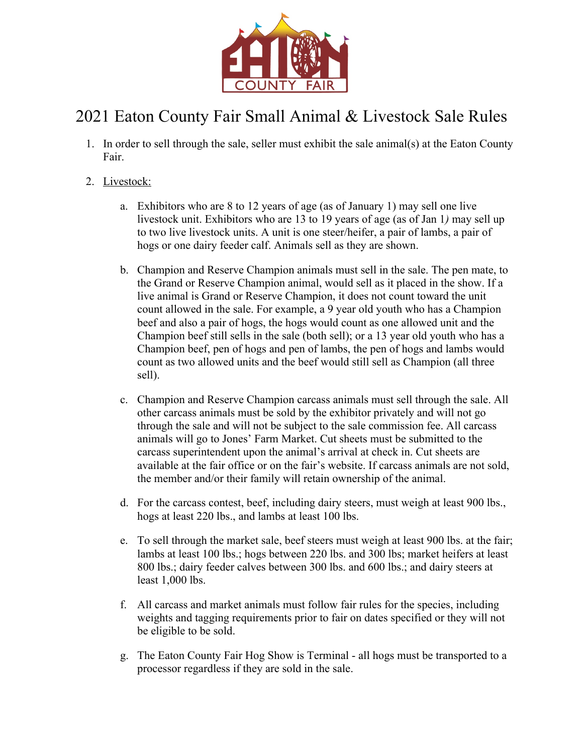# 2021 Eaton County Fair Small Animal & Livestock Sale Rules

1. In order to sell through the sale, seller must exhibit the sale animal(s) at the Eaton County Fair.

2. Livestock:

   a. Exhibitors who are 8 to 12 years of age (as of January 1) may sell one live livestock unit. Exhibitors who are 13 to 19 years of age (as of Jan 1*)* may sell up to two live livestock units. A unit is one steer/heifer, a pair of lambs, a pair of hogs or one dairy feeder calf. Animals sell as they are shown.

   b. Champion and Reserve Champion animals must sell in the sale. The pen mate, to the Grand or Reserve Champion animal, would sell as it placed in the show. If a live animal is Grand or Reserve Champion, it does not count toward the unit count allowed in the sale. For example, a 9 year old youth who has a Champion beef and also a pair of hogs, the hogs would count as one allowed unit and the Champion beef still sells in the sale (both sell); or a 13 year old youth who has a Champion beef, pen of hogs and pen of lambs, the pen of hogs and lambs would count as two allowed units and the beef would still sell as Champion (all three sell).

   c. Champion and Reserve Champion carcass animals must sell through the sale. All other carcass animals must be sold by the exhibitor privately and will not go through the sale and will not be subject to the sale commission fee. All carcass animals will go to Jones' Farm Market. Cut sheets must be submitted to the carcass superintendent upon the animal's arrival at check in. Cut sheets are available at the fair office or on the fair's website. If carcass animals are not sold, the member and/or their family will retain ownership of the animal.

   d. For the carcass contest, beef, including dairy steers, must weigh at least 900 lbs., hogs at least 220 lbs., and lambs at least 100 lbs.

   e. To sell through the market sale, beef steers must weigh at least 900 lbs. at the fair; lambs at least 100 lbs.; hogs between 220 lbs. and 300 lbs; market heifers at least 800 lbs.; dairy feeder calves between 300 lbs. and 600 lbs.; and dairy steers at least 1,000 lbs.

   f. All carcass and market animals must follow fair rules for the species, including weights and tagging requirements prior to fair on dates specified or they will not be eligible to be sold.

   g. The Eaton County Fair Hog Show is Terminal - all hogs must be transported to a processor regardless if they are sold in the sale.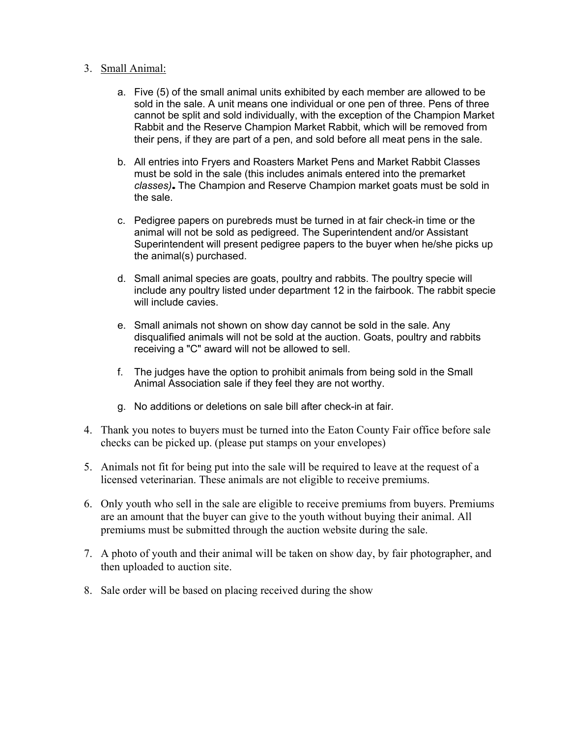3. <u>Small Animal:</u>

    a. Five (5) of the small animal units exhibited by each member are allowed to be sold in the sale. A unit means one individual or one pen of three. Pens of three cannot be split and sold individually, with the exception of the Champion Market Rabbit and the Reserve Champion Market Rabbit, which will be removed from their pens, if they are part of a pen, and sold before all meat pens in the sale.

    b. All entries into Fryers and Roasters Market Pens and Market Rabbit Classes must be sold in the sale (this includes animals entered into the premarket *classes)***.** The Champion and Reserve Champion market goats must be sold in the sale.

    c. Pedigree papers on purebreds must be turned in at fair check-in time or the animal will not be sold as pedigreed. The Superintendent and/or Assistant Superintendent will present pedigree papers to the buyer when he/she picks up the animal(s) purchased.

    d. Small animal species are goats, poultry and rabbits. The poultry specie will include any poultry listed under department 12 in the fairbook. The rabbit specie will include cavies.

    e. Small animals not shown on show day cannot be sold in the sale. Any disqualified animals will not be sold at the auction. Goats, poultry and rabbits receiving a "C" award will not be allowed to sell.

    f. The judges have the option to prohibit animals from being sold in the Small Animal Association sale if they feel they are not worthy.

    g. No additions or deletions on sale bill after check-in at fair.

4. Thank you notes to buyers must be turned into the Eaton County Fair office before sale checks can be picked up. (please put stamps on your envelopes)

5. Animals not fit for being put into the sale will be required to leave at the request of a licensed veterinarian. These animals are not eligible to receive premiums.

6. Only youth who sell in the sale are eligible to receive premiums from buyers. Premiums are an amount that the buyer can give to the youth without buying their animal. All premiums must be submitted through the auction website during the sale.

7. A photo of youth and their animal will be taken on show day, by fair photographer, and then uploaded to auction site.

8. Sale order will be based on placing received during the show